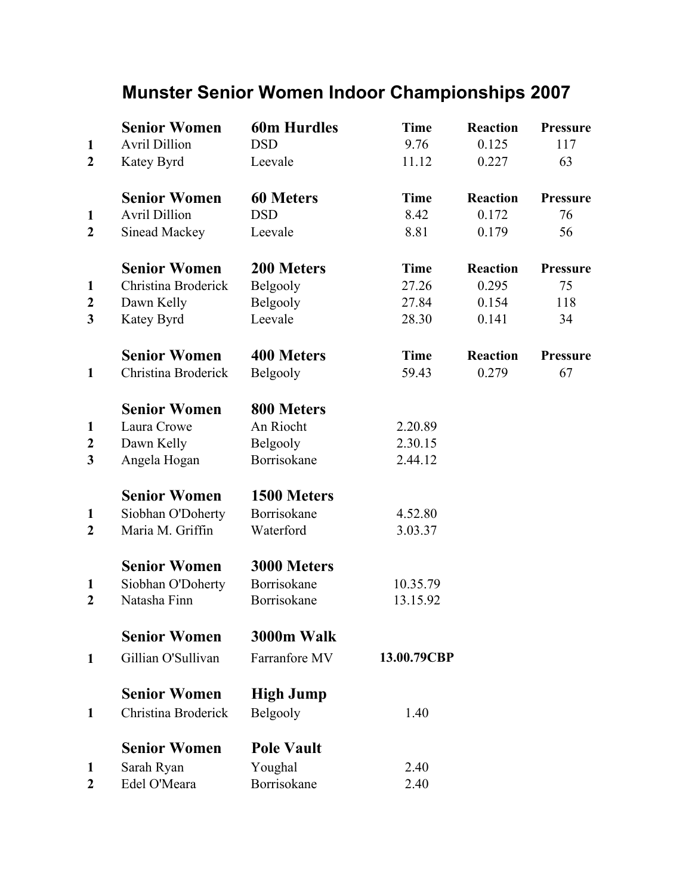# Munster Senior Women Indoor Championships 2007

| | Senior Women | 60m Hurdles | Time | Reaction | Pressure |
|---|---|---|---|---|---|
| 1 | Avril Dillion | DSD | 9.76 | 0.125 | 117 |
| 2 | Katey Byrd | Leevale | 11.12 | 0.227 | 63 |

| | Senior Women | 60 Meters | Time | Reaction | Pressure |
|---|---|---|---|---|---|
| 1 | Avril Dillion | DSD | 8.42 | 0.172 | 76 |
| 2 | Sinead Mackey | Leevale | 8.81 | 0.179 | 56 |

| | Senior Women | 200 Meters | Time | Reaction | Pressure |
|---|---|---|---|---|---|
| 1 | Christina Broderick | Belgooly | 27.26 | 0.295 | 75 |
| 2 | Dawn Kelly | Belgooly | 27.84 | 0.154 | 118 |
| 3 | Katey Byrd | Leevale | 28.30 | 0.141 | 34 |

| | Senior Women | 400 Meters | Time | Reaction | Pressure |
|---|---|---|---|---|---|
| 1 | Christina Broderick | Belgooly | 59.43 | 0.279 | 67 |

| | Senior Women | 800 Meters | |
|---|---|---|---|
| 1 | Laura Crowe | An Riocht | 2.20.89 |
| 2 | Dawn Kelly | Belgooly | 2.30.15 |
| 3 | Angela Hogan | Borrisokane | 2.44.12 |

| | Senior Women | 1500 Meters | |
|---|---|---|---|
| 1 | Siobhan O'Doherty | Borrisokane | 4.52.80 |
| 2 | Maria M. Griffin | Waterford | 3.03.37 |

| | Senior Women | 3000 Meters | |
|---|---|---|---|
| 1 | Siobhan O'Doherty | Borrisokane | 10.35.79 |
| 2 | Natasha Finn | Borrisokane | 13.15.92 |

| | Senior Women | 3000m Walk | |
|---|---|---|---|
| 1 | Gillian O'Sullivan | Farranfore MV | **13.00.79CBP** |

| | Senior Women | High Jump | |
|---|---|---|---|
| 1 | Christina Broderick | Belgooly | 1.40 |

| | Senior Women | Pole Vault | |
|---|---|---|---|
| 1 | Sarah Ryan | Youghal | 2.40 |
| 2 | Edel O'Meara | Borrisokane | 2.40 |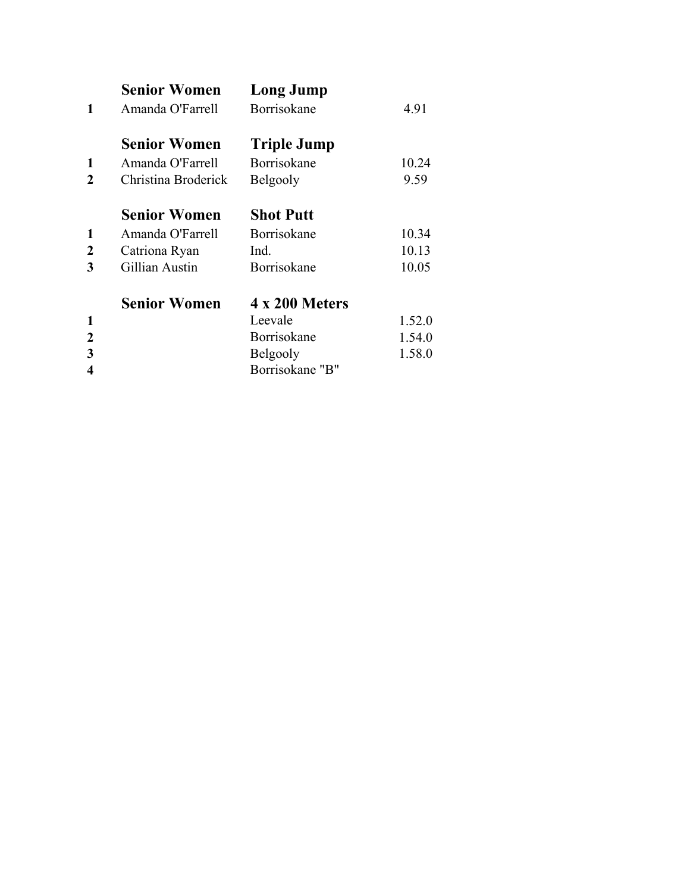| | Senior Women | Long Jump | |
|---|---|---|---|
| 1 | Amanda O'Farrell | Borrisokane | 4.91 |

| | Senior Women | Triple Jump | |
|---|---|---|---|
| 1 | Amanda O'Farrell | Borrisokane | 10.24 |
| 2 | Christina Broderick | Belgooly | 9.59 |

| | Senior Women | Shot Putt | |
|---|---|---|---|
| 1 | Amanda O'Farrell | Borrisokane | 10.34 |
| 2 | Catriona Ryan | Ind. | 10.13 |
| 3 | Gillian Austin | Borrisokane | 10.05 |

| | Senior Women | 4 x 200 Meters | |
|---|---|---|---|
| 1 | | Leevale | 1.52.0 |
| 2 | | Borrisokane | 1.54.0 |
| 3 | | Belgooly | 1.58.0 |
| 4 | | Borrisokane "B" | |